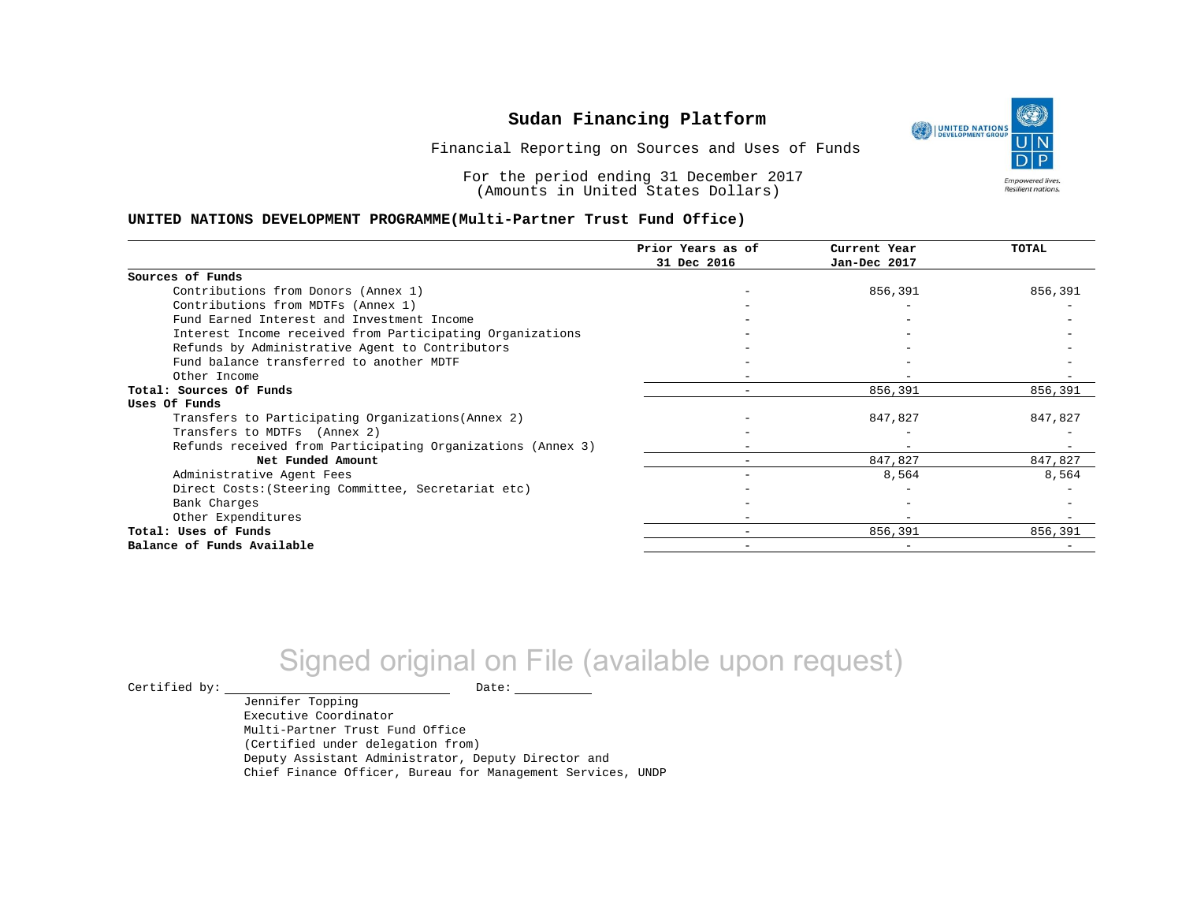# Sudan Financing Platform

Financial Reporting on Sources and Uses of Funds

For the period ending 31 December 2017
(Amounts in United States Dollars)

**UNITED NATIONS DEVELOPMENT PROGRAMME(Multi-Partner Trust Fund Office)**

| | Prior Years as of 31 Dec 2016 | Current Year Jan-Dec 2017 | TOTAL |
|---|---|---|---|
| **Sources of Funds** | | | |
| Contributions from Donors (Annex 1) | - | 856,391 | 856,391 |
| Contributions from MDTFs (Annex 1) | - | - | - |
| Fund Earned Interest and Investment Income | - | - | - |
| Interest Income received from Participating Organizations | - | - | - |
| Refunds by Administrative Agent to Contributors | - | - | - |
| Fund balance transferred to another MDTF | - | - | - |
| Other Income | - | - | - |
| **Total: Sources Of Funds** | - | 856,391 | 856,391 |
| **Uses Of Funds** | | | |
| Transfers to Participating Organizations(Annex 2) | - | 847,827 | 847,827 |
| Transfers to MDTFs (Annex 2) | - | - | - |
| Refunds received from Participating Organizations (Annex 3) | - | - | - |
| **Net Funded Amount** | - | 847,827 | 847,827 |
| Administrative Agent Fees | - | 8,564 | 8,564 |
| Direct Costs:(Steering Committee, Secretariat etc) | - | - | - |
| Bank Charges | - | - | - |
| Other Expenditures | - | - | - |
| **Total: Uses of Funds** | - | 856,391 | 856,391 |
| **Balance of Funds Available** | - | - | - |

Signed original on File (available upon request)

Certified by: ____________________ Date: __________

Jennifer Topping
Executive Coordinator
Multi-Partner Trust Fund Office
(Certified under delegation from)
Deputy Assistant Administrator, Deputy Director and
Chief Finance Officer, Bureau for Management Services, UNDP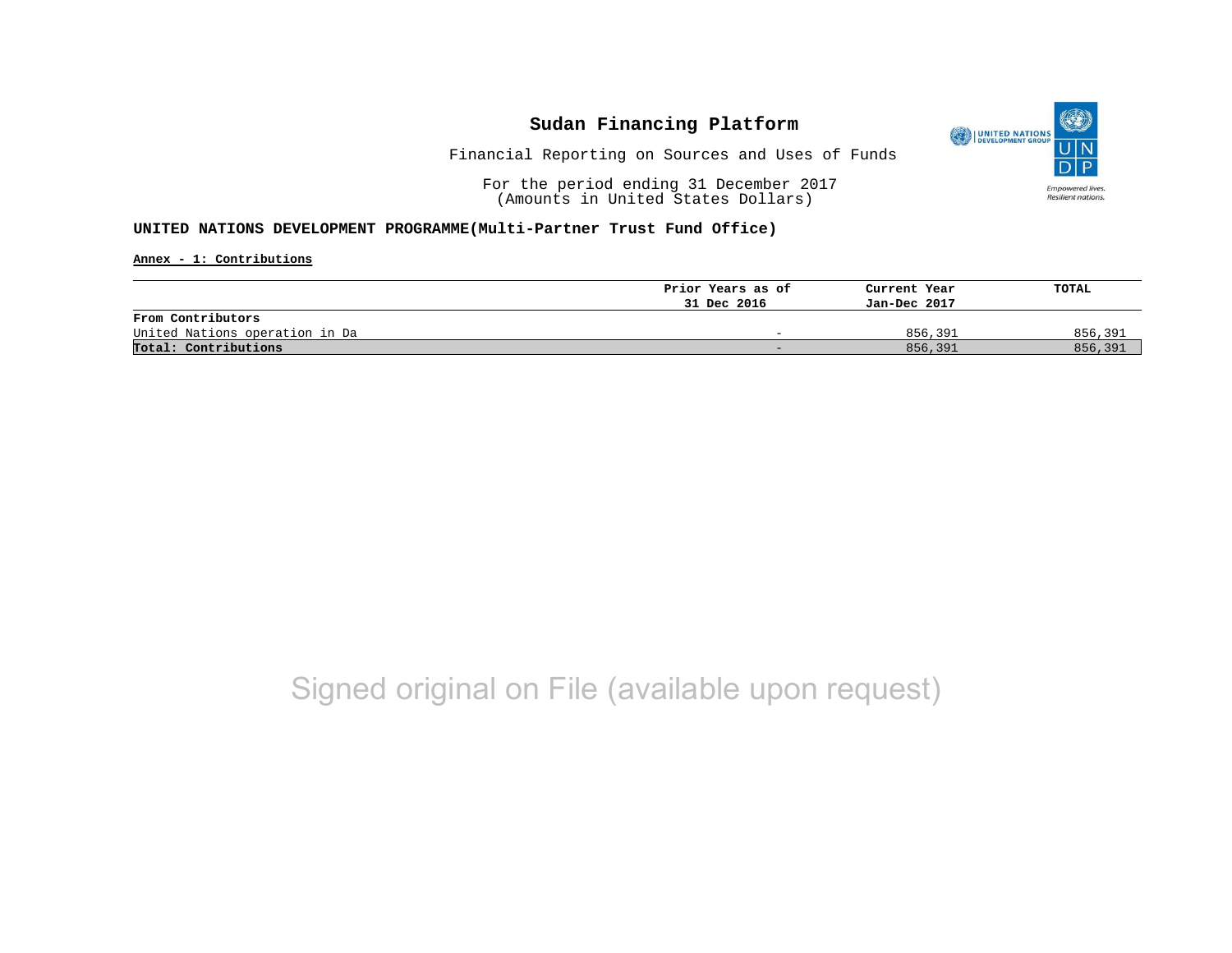# Sudan Financing Platform

Financial Reporting on Sources and Uses of Funds

For the period ending 31 December 2017
(Amounts in United States Dollars)

**UNITED NATIONS DEVELOPMENT PROGRAMME(Multi-Partner Trust Fund Office)**

**Annex - 1: Contributions**

| | Prior Years as of 31 Dec 2016 | Current Year Jan-Dec 2017 | TOTAL |
|---|---|---|---|
| **From Contributors** | | | |
| United Nations operation in Da | - | 856,391 | 856,391 |
| **Total: Contributions** | - | 856,391 | 856,391 |

Signed original on File (available upon request)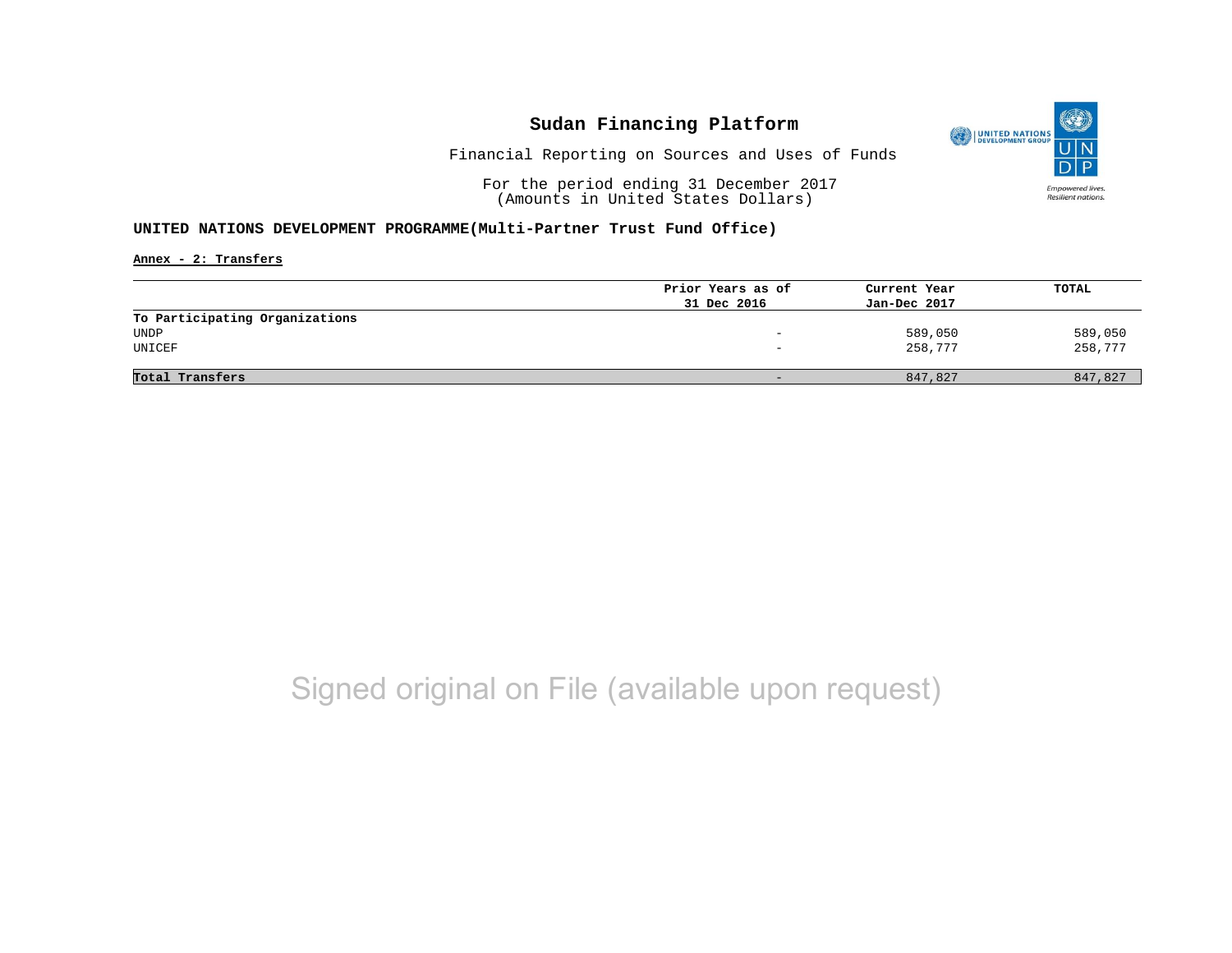# Sudan Financing Platform

Financial Reporting on Sources and Uses of Funds

For the period ending 31 December 2017
(Amounts in United States Dollars)

**UNITED NATIONS DEVELOPMENT PROGRAMME(Multi-Partner Trust Fund Office)**

**Annex - 2: Transfers**

| | Prior Years as of 31 Dec 2016 | Current Year Jan-Dec 2017 | TOTAL |
|---|---|---|---|
| **To Participating Organizations** | | | |
| UNDP | - | 589,050 | 589,050 |
| UNICEF | - | 258,777 | 258,777 |
| **Total Transfers** | - | 847,827 | 847,827 |

Signed original on File (available upon request)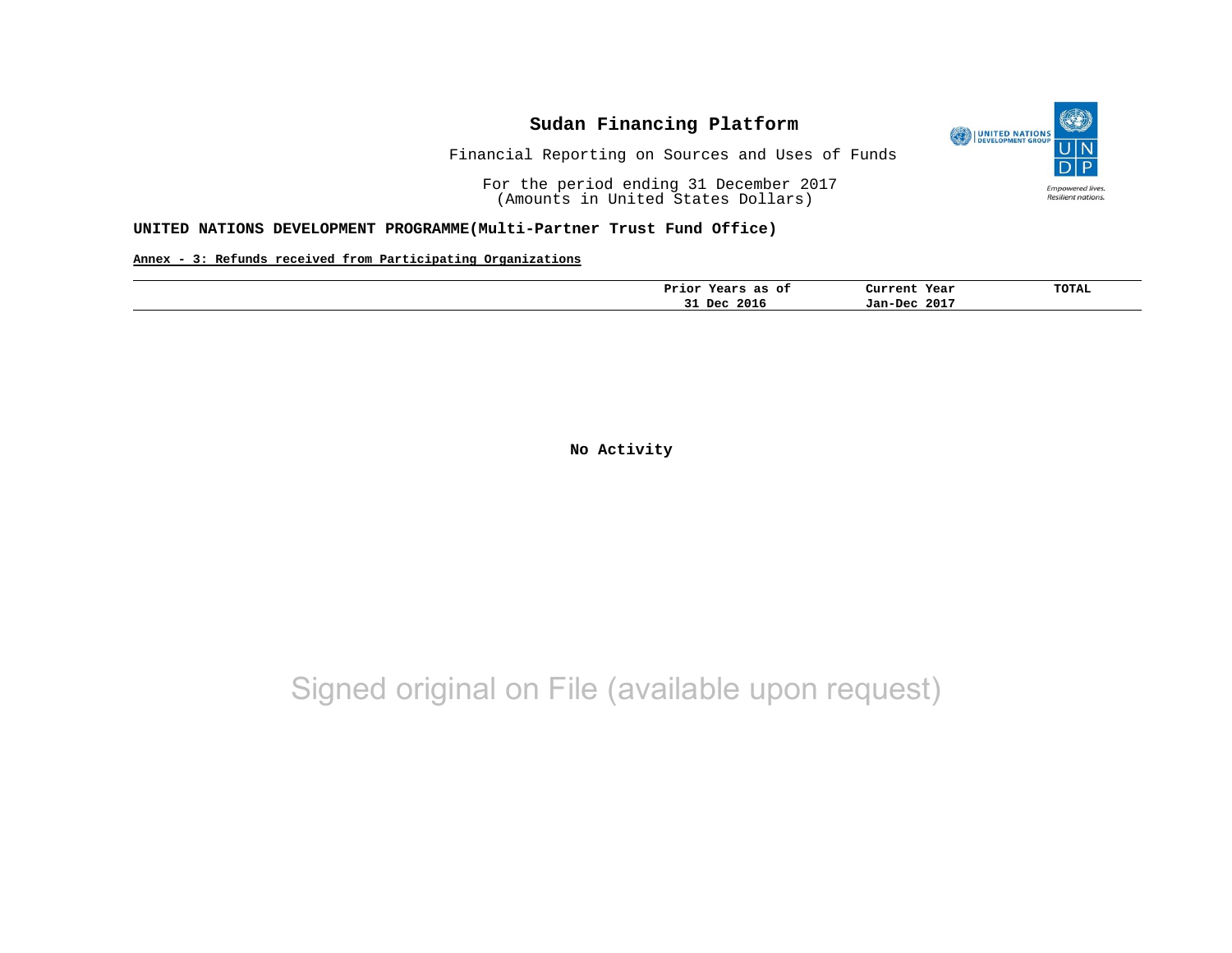# Sudan Financing Platform

Financial Reporting on Sources and Uses of Funds

For the period ending 31 December 2017
(Amounts in United States Dollars)

**UNITED NATIONS DEVELOPMENT PROGRAMME(Multi-Partner Trust Fund Office)**

**Annex - 3: Refunds received from Participating Organizations**

| | Prior Years as of 31 Dec 2016 | Current Year Jan-Dec 2017 | TOTAL |
|---|---|---|---|

**No Activity**

Signed original on File (available upon request)